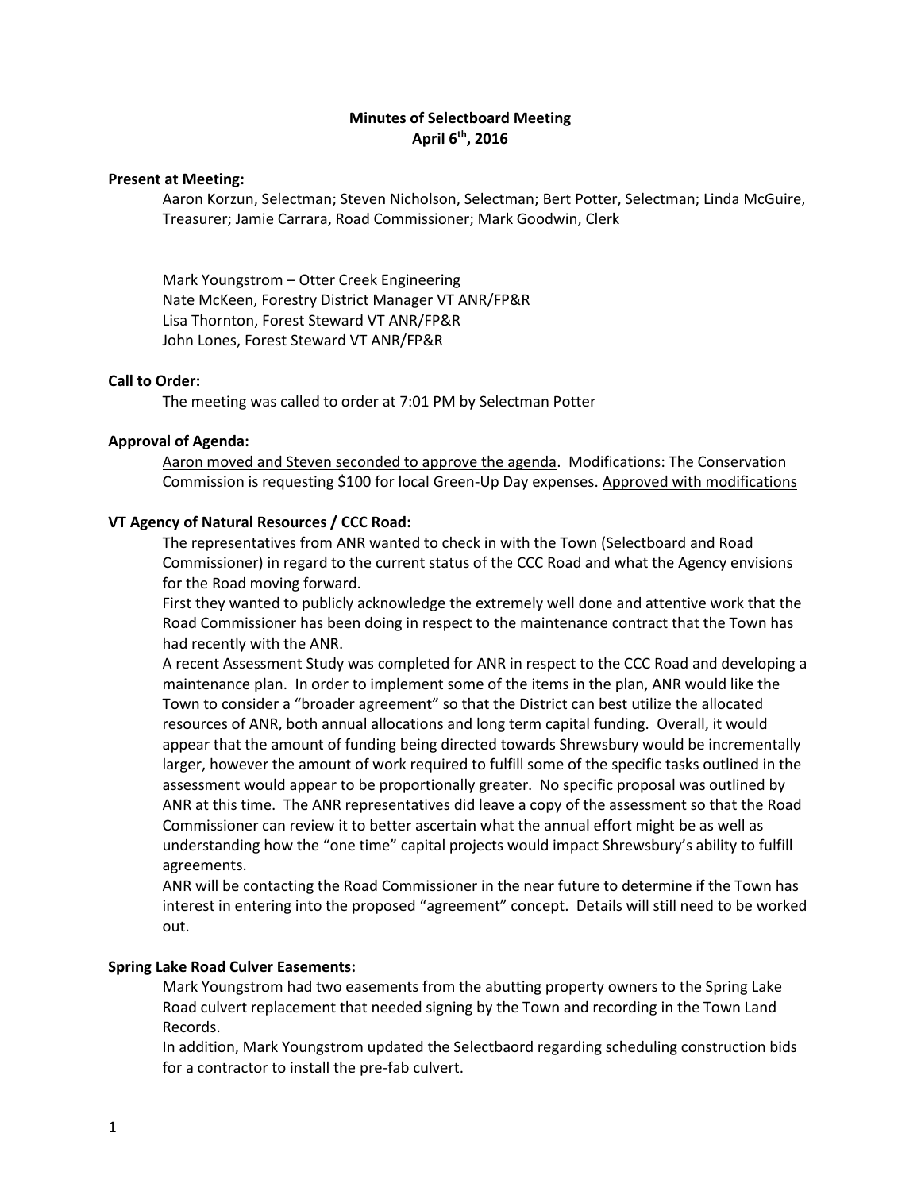**Minutes of Selectboard Meeting**
**April 6th, 2016**

**Present at Meeting:**

Aaron Korzun, Selectman; Steven Nicholson, Selectman; Bert Potter, Selectman; Linda McGuire, Treasurer; Jamie Carrara, Road Commissioner; Mark Goodwin, Clerk

Mark Youngstrom – Otter Creek Engineering
Nate McKeen, Forestry District Manager VT ANR/FP&R
Lisa Thornton, Forest Steward VT ANR/FP&R
John Lones, Forest Steward VT ANR/FP&R

**Call to Order:**

The meeting was called to order at 7:01 PM by Selectman Potter

**Approval of Agenda:**

Aaron moved and Steven seconded to approve the agenda. Modifications: The Conservation Commission is requesting $100 for local Green-Up Day expenses. Approved with modifications

**VT Agency of Natural Resources / CCC Road:**

The representatives from ANR wanted to check in with the Town (Selectboard and Road Commissioner) in regard to the current status of the CCC Road and what the Agency envisions for the Road moving forward.

First they wanted to publicly acknowledge the extremely well done and attentive work that the Road Commissioner has been doing in respect to the maintenance contract that the Town has had recently with the ANR.

A recent Assessment Study was completed for ANR in respect to the CCC Road and developing a maintenance plan. In order to implement some of the items in the plan, ANR would like the Town to consider a "broader agreement" so that the District can best utilize the allocated resources of ANR, both annual allocations and long term capital funding. Overall, it would appear that the amount of funding being directed towards Shrewsbury would be incrementally larger, however the amount of work required to fulfill some of the specific tasks outlined in the assessment would appear to be proportionally greater. No specific proposal was outlined by ANR at this time. The ANR representatives did leave a copy of the assessment so that the Road Commissioner can review it to better ascertain what the annual effort might be as well as understanding how the "one time" capital projects would impact Shrewsbury's ability to fulfill agreements.

ANR will be contacting the Road Commissioner in the near future to determine if the Town has interest in entering into the proposed "agreement" concept. Details will still need to be worked out.

**Spring Lake Road Culver Easements:**

Mark Youngstrom had two easements from the abutting property owners to the Spring Lake Road culvert replacement that needed signing by the Town and recording in the Town Land Records.

In addition, Mark Youngstrom updated the Selectbaord regarding scheduling construction bids for a contractor to install the pre-fab culvert.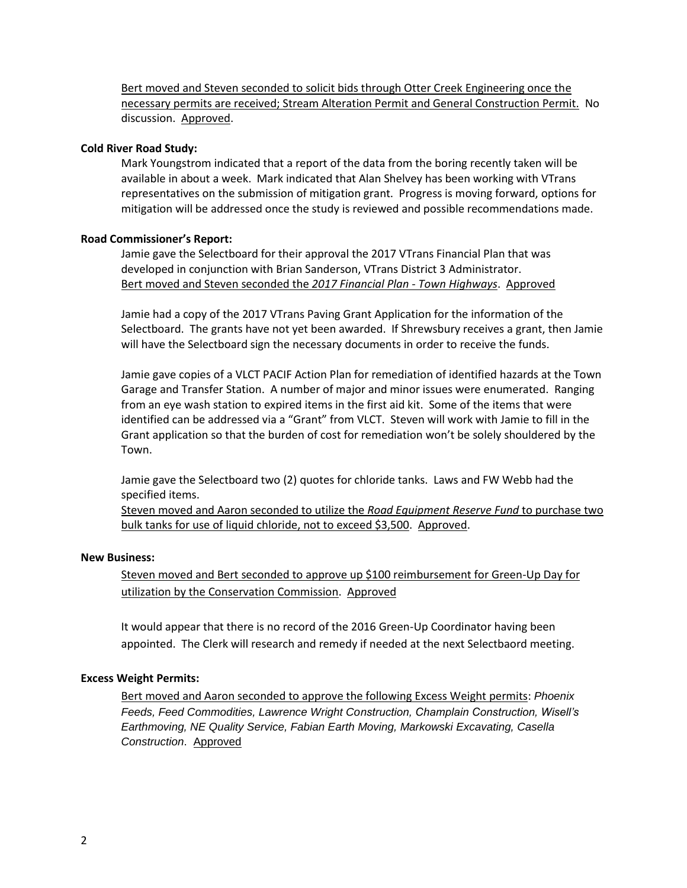<u>Bert moved and Steven seconded to solicit bids through Otter Creek Engineering once the necessary permits are received; Stream Alteration Permit and General Construction Permit.</u> No discussion. <u>Approved</u>.

**Cold River Road Study:**

Mark Youngstrom indicated that a report of the data from the boring recently taken will be available in about a week. Mark indicated that Alan Shelvey has been working with VTrans representatives on the submission of mitigation grant. Progress is moving forward, options for mitigation will be addressed once the study is reviewed and possible recommendations made.

**Road Commissioner's Report:**

Jamie gave the Selectboard for their approval the 2017 VTrans Financial Plan that was developed in conjunction with Brian Sanderson, VTrans District 3 Administrator.
<u>Bert moved and Steven seconded the *2017 Financial Plan - Town Highways*</u>. <u>Approved</u>

Jamie had a copy of the 2017 VTrans Paving Grant Application for the information of the Selectboard. The grants have not yet been awarded. If Shrewsbury receives a grant, then Jamie will have the Selectboard sign the necessary documents in order to receive the funds.

Jamie gave copies of a VLCT PACIF Action Plan for remediation of identified hazards at the Town Garage and Transfer Station. A number of major and minor issues were enumerated. Ranging from an eye wash station to expired items in the first aid kit. Some of the items that were identified can be addressed via a "Grant" from VLCT. Steven will work with Jamie to fill in the Grant application so that the burden of cost for remediation won't be solely shouldered by the Town.

Jamie gave the Selectboard two (2) quotes for chloride tanks. Laws and FW Webb had the specified items.
<u>Steven moved and Aaron seconded to utilize the *Road Equipment Reserve Fund* to purchase two bulk tanks for use of liquid chloride, not to exceed $3,500</u>. <u>Approved</u>.

**New Business:**

<u>Steven moved and Bert seconded to approve up $100 reimbursement for Green-Up Day for utilization by the Conservation Commission</u>. <u>Approved</u>

It would appear that there is no record of the 2016 Green-Up Coordinator having been appointed. The Clerk will research and remedy if needed at the next Selectbaord meeting.

**Excess Weight Permits:**

<u>Bert moved and Aaron seconded to approve the following Excess Weight permits</u>: *Phoenix Feeds, Feed Commodities, Lawrence Wright Construction, Champlain Construction, Wisell's Earthmoving, NE Quality Service, Fabian Earth Moving, Markowski Excavating, Casella Construction*. <u>Approved</u>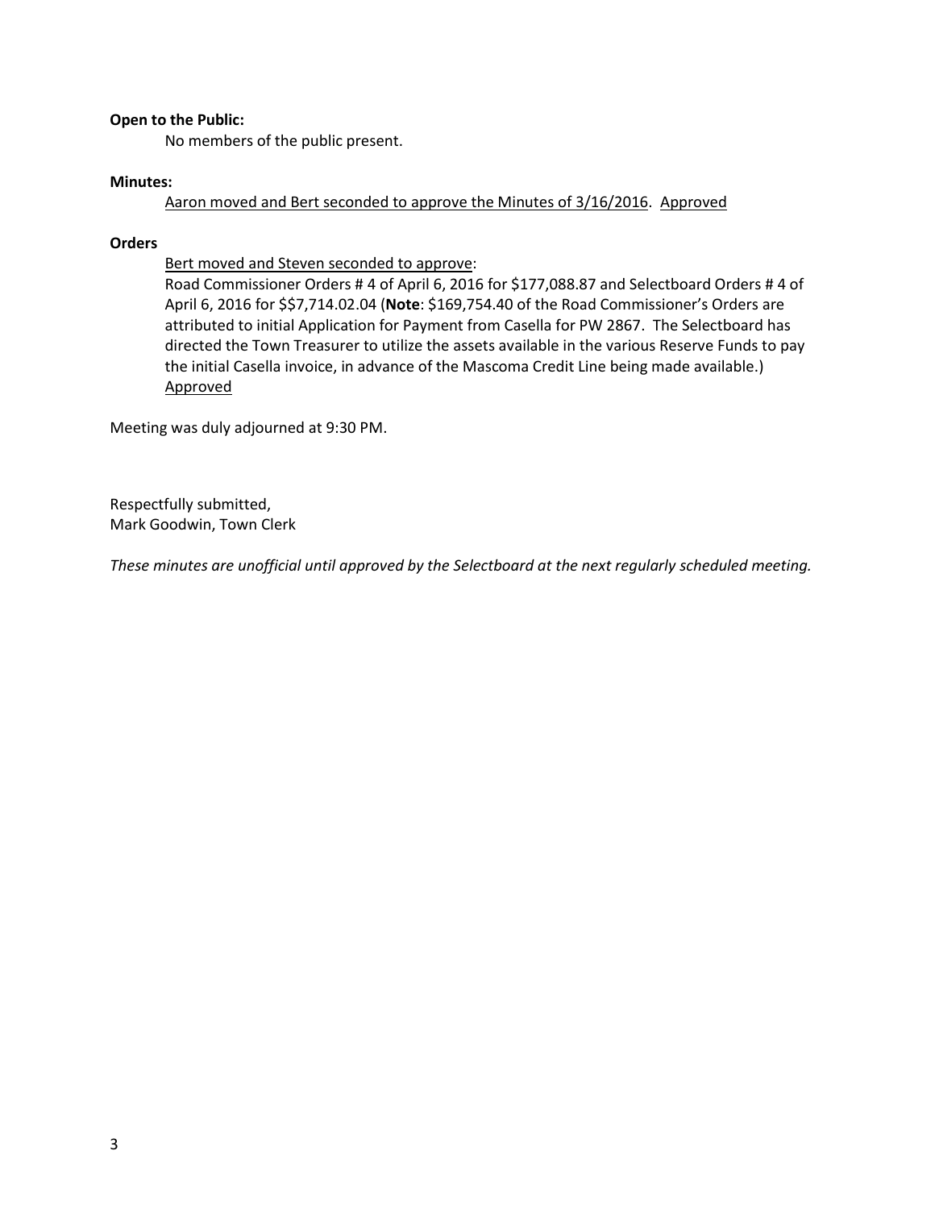**Open to the Public:**

No members of the public present.

**Minutes:**

Aaron moved and Bert seconded to approve the Minutes of 3/16/2016. Approved

**Orders**

Bert moved and Steven seconded to approve:

Road Commissioner Orders # 4 of April 6, 2016 for $177,088.87 and Selectboard Orders # 4 of April 6, 2016 for $$7,714.02.04 (**Note**: $169,754.40 of the Road Commissioner's Orders are attributed to initial Application for Payment from Casella for PW 2867. The Selectboard has directed the Town Treasurer to utilize the assets available in the various Reserve Funds to pay the initial Casella invoice, in advance of the Mascoma Credit Line being made available.) Approved

Meeting was duly adjourned at 9:30 PM.

Respectfully submitted,
Mark Goodwin, Town Clerk

*These minutes are unofficial until approved by the Selectboard at the next regularly scheduled meeting.*